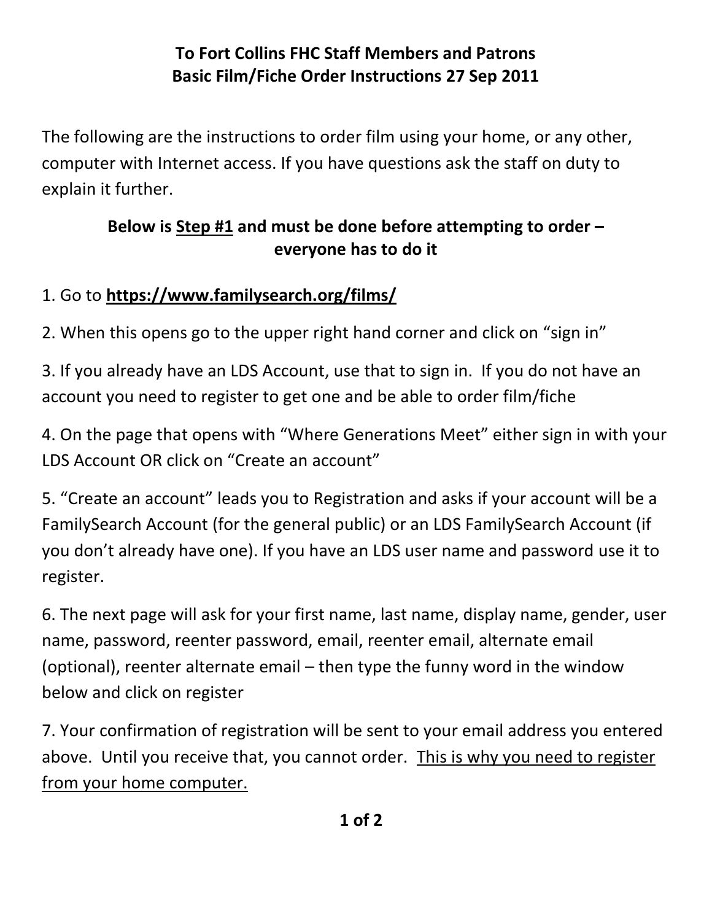**To Fort Collins FHC Staff Members and Patrons**
**Basic Film/Fiche Order Instructions 27 Sep 2011**

The following are the instructions to order film using your home, or any other, computer with Internet access. If you have questions ask the staff on duty to explain it further.

**Below is <u>Step #1</u> and must be done before attempting to order – everyone has to do it**

1. Go to **<u>https://www.familysearch.org/films/</u>**

2. When this opens go to the upper right hand corner and click on "sign in"

3. If you already have an LDS Account, use that to sign in. If you do not have an account you need to register to get one and be able to order film/fiche

4. On the page that opens with "Where Generations Meet" either sign in with your LDS Account OR click on "Create an account"

5. "Create an account" leads you to Registration and asks if your account will be a FamilySearch Account (for the general public) or an LDS FamilySearch Account (if you don't already have one). If you have an LDS user name and password use it to register.

6. The next page will ask for your first name, last name, display name, gender, user name, password, reenter password, email, reenter email, alternate email (optional), reenter alternate email – then type the funny word in the window below and click on register

7. Your confirmation of registration will be sent to your email address you entered above. Until you receive that, you cannot order. <u>This is why you need to register from your home computer.</u>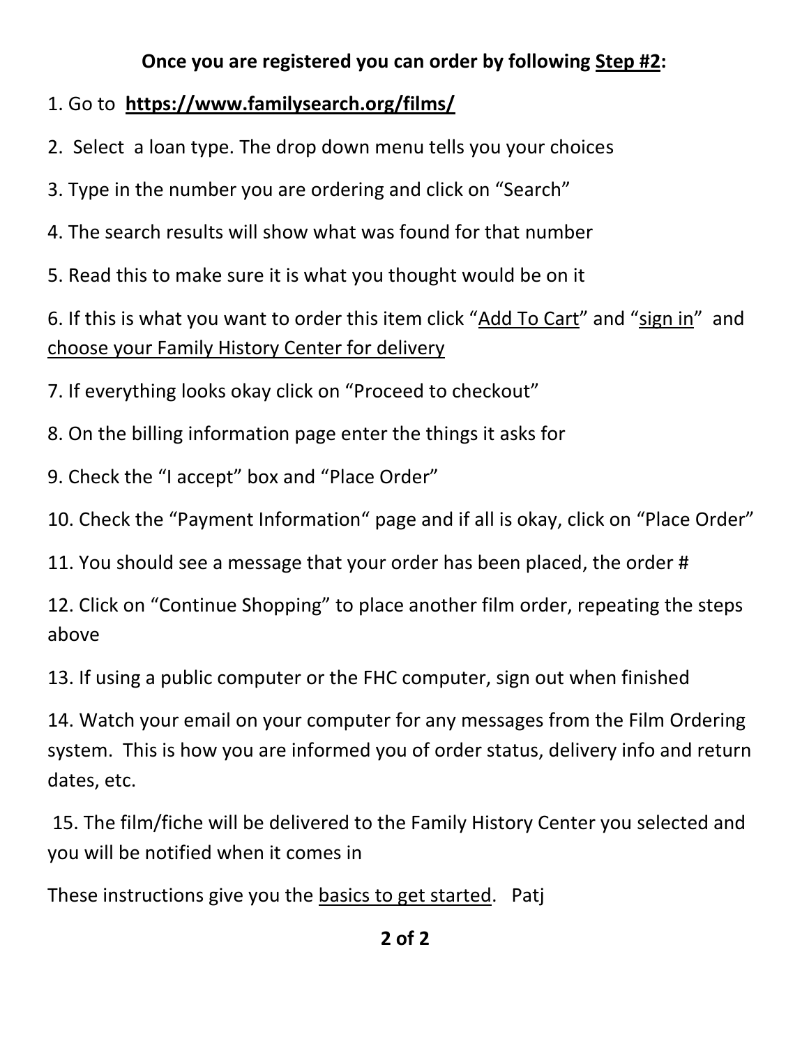**Once you are registered you can order by following <u>Step #2</u>:**

1. Go to **https://www.familysearch.org/films/**
2. Select a loan type. The drop down menu tells you your choices
3. Type in the number you are ordering and click on "Search"
4. The search results will show what was found for that number
5. Read this to make sure it is what you thought would be on it
6. If this is what you want to order this item click "<u>Add To Cart</u>" and "<u>sign in</u>" and <u>choose your Family History Center for delivery</u>
7. If everything looks okay click on "Proceed to checkout"
8. On the billing information page enter the things it asks for
9. Check the "I accept" box and "Place Order"
10. Check the "Payment Information" page and if all is okay, click on "Place Order"
11. You should see a message that your order has been placed, the order #
12. Click on "Continue Shopping" to place another film order, repeating the steps above
13. If using a public computer or the FHC computer, sign out when finished
14. Watch your email on your computer for any messages from the Film Ordering system. This is how you are informed you of order status, delivery info and return dates, etc.
15. The film/fiche will be delivered to the Family History Center you selected and you will be notified when it comes in

These instructions give you the <u>basics to get started</u>. Patj